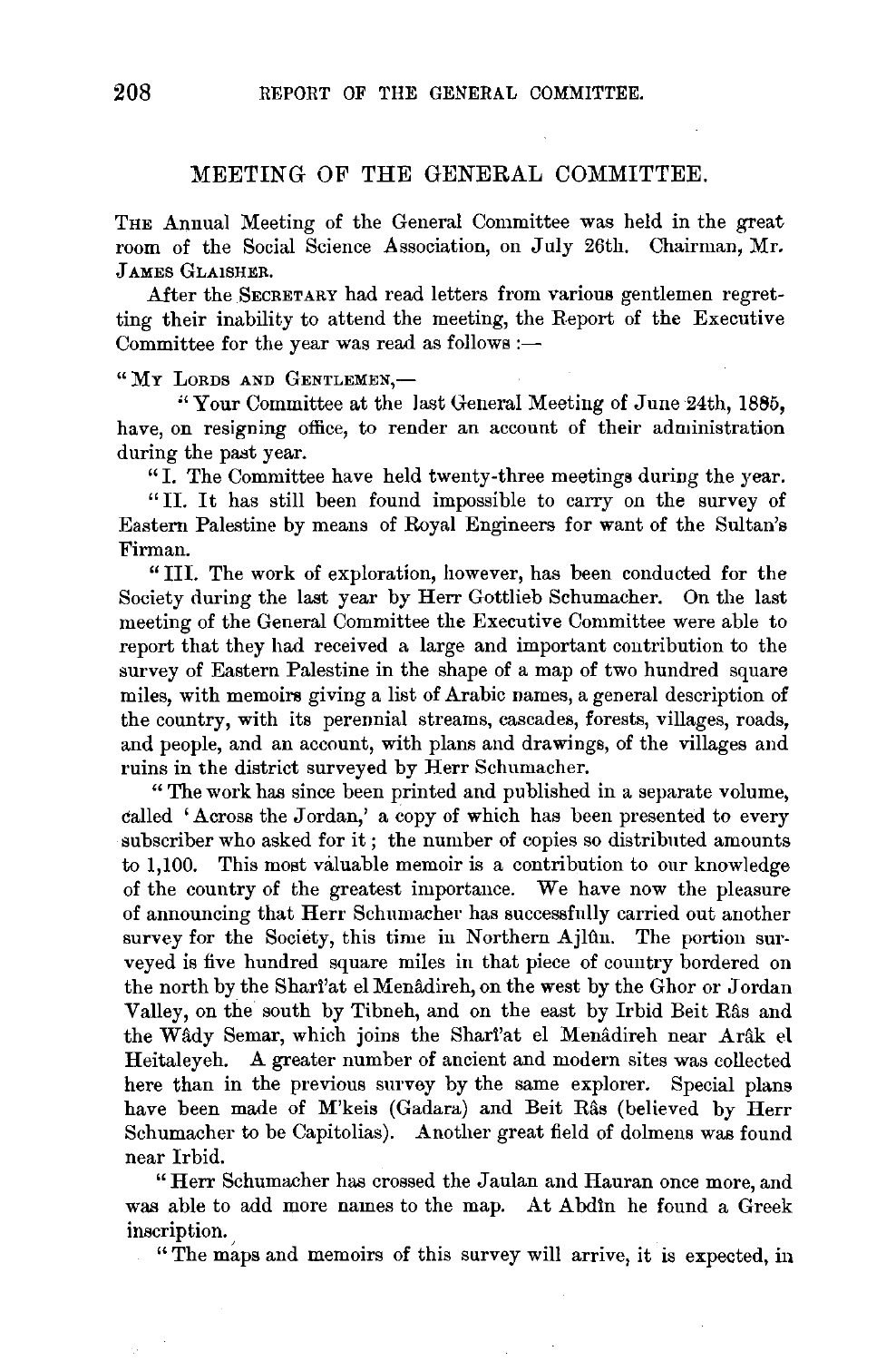## MEETING OF THE GENERAL COMMITTEE.

The Annual Meeting of the General Committee was held in the great room of the Social Science Association, on July 26th. Chairman, Mr. James Glaisher.

After the Secretary had read letters from various gentlemen regretting their inability to attend the meeting, the Report of the Executive Committee for the year was read as follows :—

"My Lords and Gentlemen,—

"Your Committee at the last General Meeting of June 24th, 1885, have, on resigning office, to render an account of their administration during the past year.

"I. The Committee have held twenty-three meetings during the year.

"II. It has still been found impossible to carry on the survey of Eastern Palestine by means of Royal Engineers for want of the Sultan's Firman.

"III. The work of exploration, however, has been conducted for the Society during the last year by Herr Gottlieb Schumacher. On the last meeting of the General Committee the Executive Committee were able to report that they had received a large and important contribution to the survey of Eastern Palestine in the shape of a map of two hundred square miles, with memoirs giving a list of Arabic names, a general description of the country, with its perennial streams, cascades, forests, villages, roads, and people, and an account, with plans and drawings, of the villages and ruins in the district surveyed by Herr Schumacher.

"The work has since been printed and published in a separate volume, called 'Across the Jordan,' a copy of which has been presented to every subscriber who asked for it; the number of copies so distributed amounts to 1,100. This most valuable memoir is a contribution to our knowledge of the country of the greatest importance. We have now the pleasure of announcing that Herr Schumacher has successfully carried out another survey for the Society, this time in Northern Ajlûn. The portion surveyed is five hundred square miles in that piece of country bordered on the north by the Sharîat el Menâdireh, on the west by the Ghor or Jordan Valley, on the south by Tibneh, and on the east by Irbid Beit Râs and the Wâdy Semar, which joins the Sharîat el Menâdireh near Arâk el Heitaleyeh. A greater number of ancient and modern sites was collected here than in the previous survey by the same explorer. Special plans have been made of M'keis (Gadara) and Beit Râs (believed by Herr Schumacher to be Capitolias). Another great field of dolmens was found near Irbid.

"Herr Schumacher has crossed the Jaulan and Hauran once more, and was able to add more names to the map. At Abdîn he found a Greek inscription.

"The maps and memoirs of this survey will arrive, it is expected, in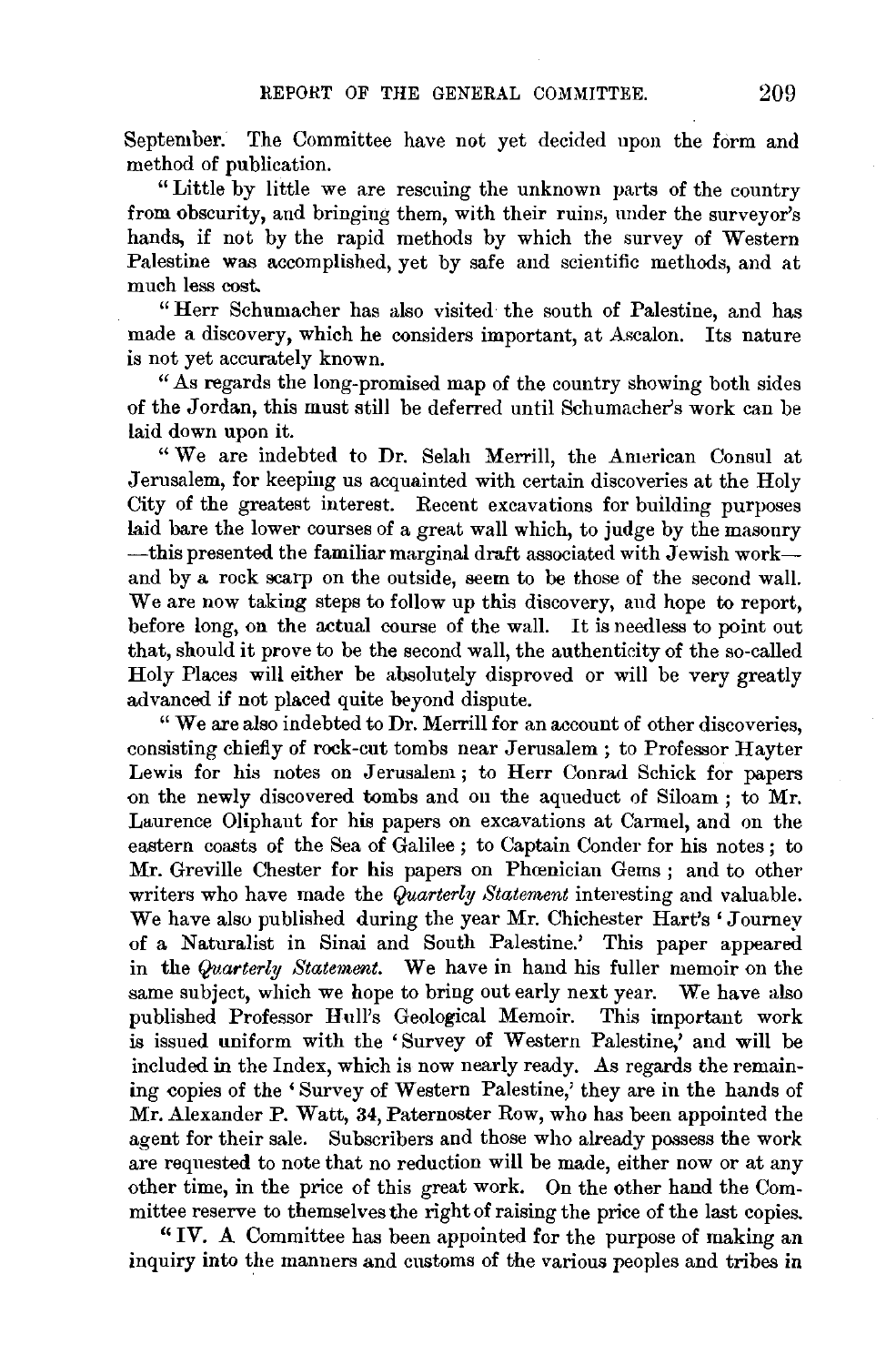September. The Committee have not yet decided upon the form and method of publication.

"Little by little we are rescuing the unknown parts of the country from obscurity, and bringing them, with their ruins, under the surveyor's hands, if not by the rapid methods by which the survey of Western Palestine was accomplished, yet by safe and scientific methods, and at much less cost.

"Herr Schumacher has also visited the south of Palestine, and has made a discovery, which he considers important, at Ascalon. Its nature is not yet accurately known.

"As regards the long-promised map of the country showing both sides of the Jordan, this must still be deferred until Schumacher's work can be laid down upon it.

"We are indebted to Dr. Selah Merrill, the American Consul at Jerusalem, for keeping us acquainted with certain discoveries at the Holy City of the greatest interest. Recent excavations for building purposes laid bare the lower courses of a great wall which, to judge by the masonry —this presented the familiar marginal draft associated with Jewish work— and by a rock scarp on the outside, seem to be those of the second wall. We are now taking steps to follow up this discovery, and hope to report, before long, on the actual course of the wall. It is needless to point out that, should it prove to be the second wall, the authenticity of the so-called Holy Places will either be absolutely disproved or will be very greatly advanced if not placed quite beyond dispute.

"We are also indebted to Dr. Merrill for an account of other discoveries, consisting chiefly of rock-cut tombs near Jerusalem; to Professor Hayter Lewis for his notes on Jerusalem; to Herr Conrad Schick for papers on the newly discovered tombs and on the aqueduct of Siloam; to Mr. Laurence Oliphant for his papers on excavations at Carmel, and on the eastern coasts of the Sea of Galilee; to Captain Conder for his notes; to Mr. Greville Chester for his papers on Phœnician Gems; and to other writers who have made the *Quarterly Statement* interesting and valuable. We have also published during the year Mr. Chichester Hart's 'Journey of a Naturalist in Sinai and South Palestine.' This paper appeared in the *Quarterly Statement.* We have in hand his fuller memoir on the same subject, which we hope to bring out early next year. We have also published Professor Hull's Geological Memoir. This important work is issued uniform with the 'Survey of Western Palestine,' and will be included in the Index, which is now nearly ready. As regards the remaining copies of the 'Survey of Western Palestine,' they are in the hands of Mr. Alexander P. Watt, 34, Paternoster Row, who has been appointed the agent for their sale. Subscribers and those who already possess the work are requested to note that no reduction will be made, either now or at any other time, in the price of this great work. On the other hand the Committee reserve to themselves the right of raising the price of the last copies.

"IV. A Committee has been appointed for the purpose of making an inquiry into the manners and customs of the various peoples and tribes in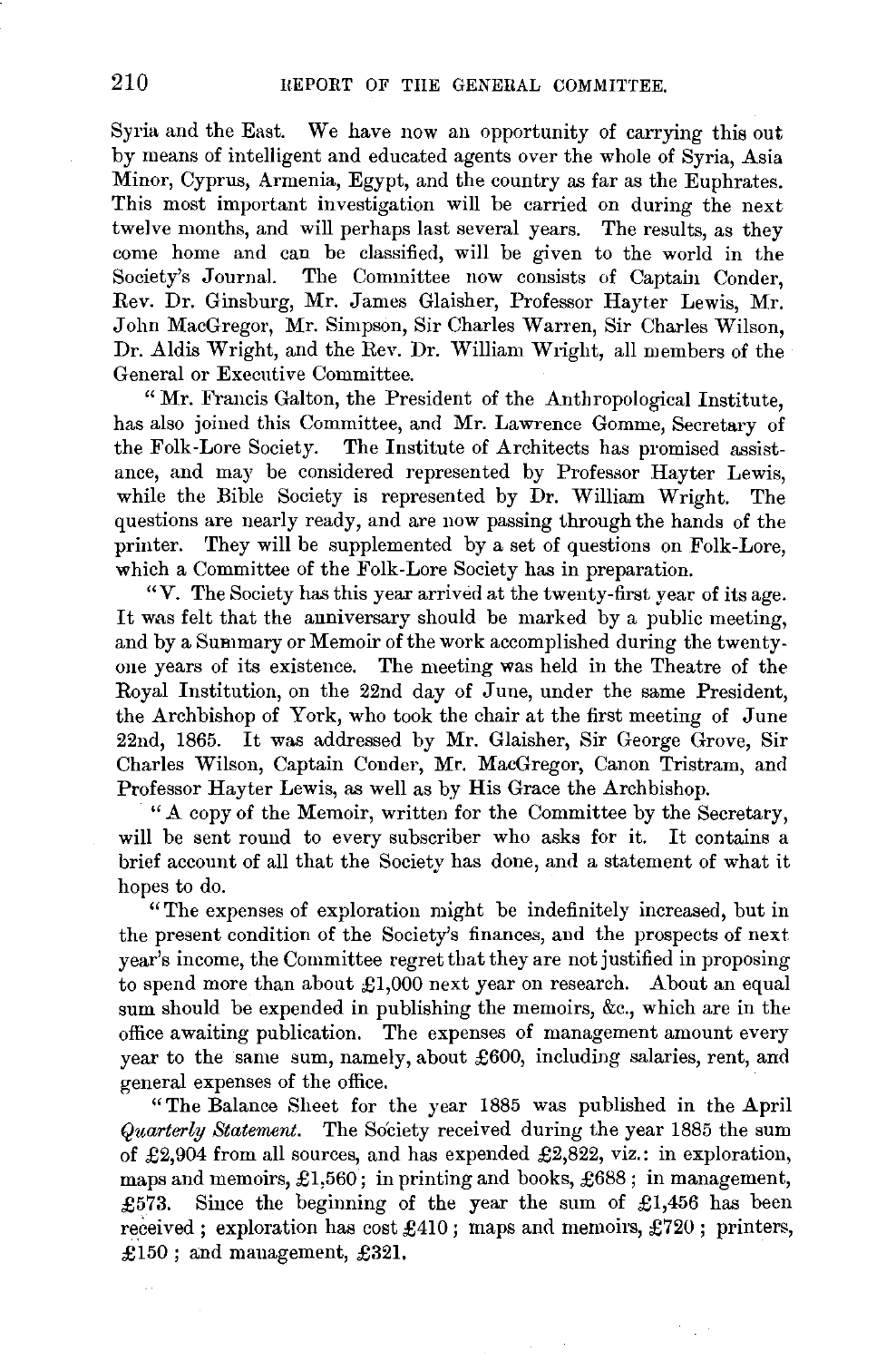Syria and the East. We have now an opportunity of carrying this out by means of intelligent and educated agents over the whole of Syria, Asia Minor, Cyprus, Armenia, Egypt, and the country as far as the Euphrates. This most important investigation will be carried on during the next twelve months, and will perhaps last several years. The results, as they come home and can be classified, will be given to the world in the Society's Journal. The Committee now consists of Captain Conder, Rev. Dr. Ginsburg, Mr. James Glaisher, Professor Hayter Lewis, Mr. John MacGregor, Mr. Simpson, Sir Charles Warren, Sir Charles Wilson, Dr. Aldis Wright, and the Rev. Dr. William Wright, all members of the General or Executive Committee.

"Mr. Francis Galton, the President of the Anthropological Institute, has also joined this Committee, and Mr. Lawrence Gomme, Secretary of the Folk-Lore Society. The Institute of Architects has promised assistance, and may be considered represented by Professor Hayter Lewis, while the Bible Society is represented by Dr. William Wright. The questions are nearly ready, and are now passing through the hands of the printer. They will be supplemented by a set of questions on Folk-Lore, which a Committee of the Folk-Lore Society has in preparation.

"V. The Society has this year arrived at the twenty-first year of its age. It was felt that the anniversary should be marked by a public meeting, and by a Summary or Memoir of the work accomplished during the twenty-one years of its existence. The meeting was held in the Theatre of the Royal Institution, on the 22nd day of June, under the same President, the Archbishop of York, who took the chair at the first meeting of June 22nd, 1865. It was addressed by Mr. Glaisher, Sir George Grove, Sir Charles Wilson, Captain Conder, Mr. MacGregor, Canon Tristram, and Professor Hayter Lewis, as well as by His Grace the Archbishop.

"A copy of the Memoir, written for the Committee by the Secretary, will be sent round to every subscriber who asks for it. It contains a brief account of all that the Society has done, and a statement of what it hopes to do.

"The expenses of exploration might be indefinitely increased, but in the present condition of the Society's finances, and the prospects of next year's income, the Committee regret that they are not justified in proposing to spend more than about £1,000 next year on research. About an equal sum should be expended in publishing the memoirs, &c., which are in the office awaiting publication. The expenses of management amount every year to the same sum, namely, about £600, including salaries, rent, and general expenses of the office.

"The Balance Sheet for the year 1885 was published in the April *Quarterly Statement*. The Society received during the year 1885 the sum of £2,904 from all sources, and has expended £2,822, viz.: in exploration, maps and memoirs, £1,560; in printing and books, £688; in management, £573. Since the beginning of the year the sum of £1,456 has been received; exploration has cost £410; maps and memoirs, £720; printers, £150; and management, £321.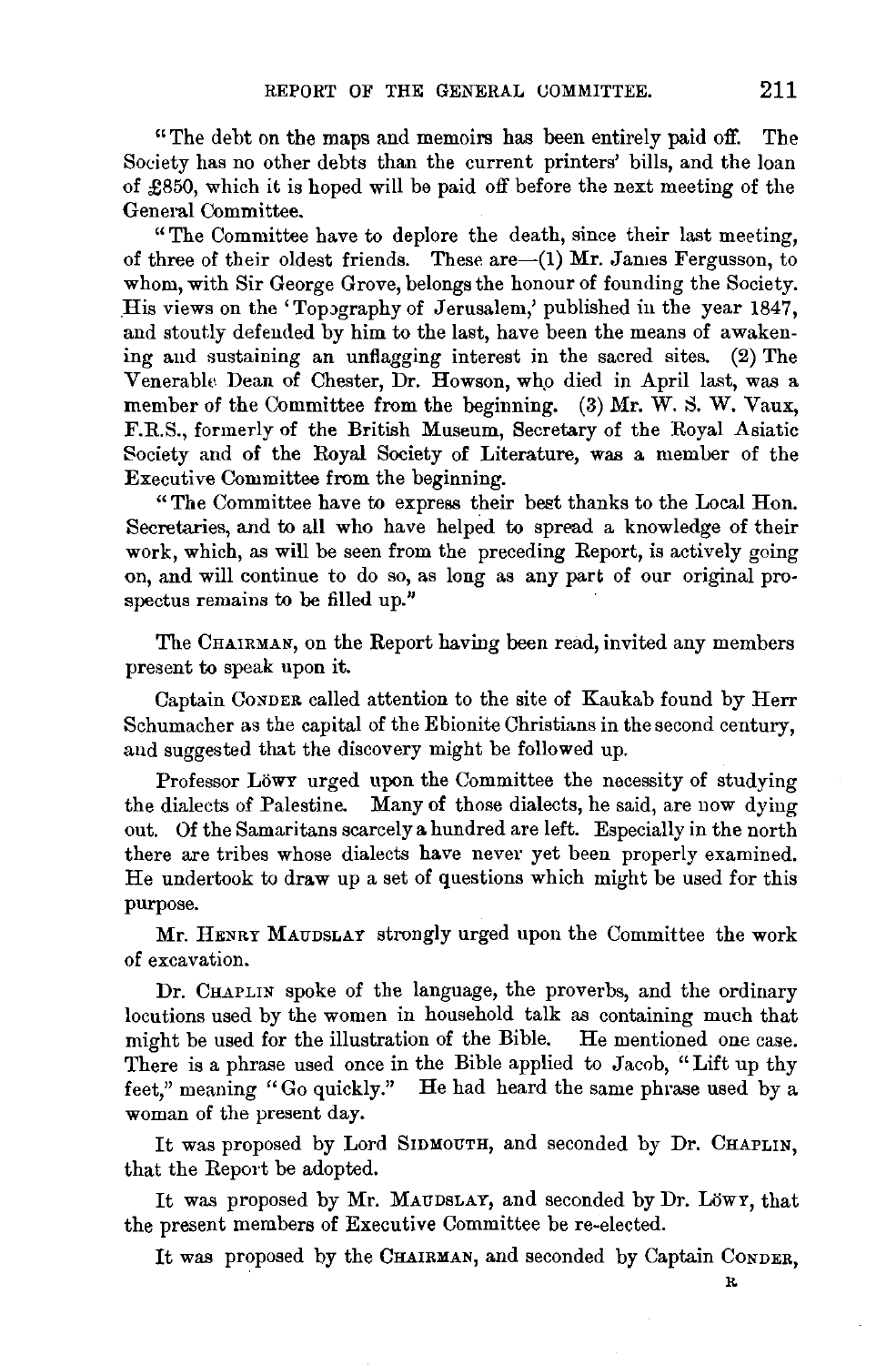"The debt on the maps and memoirs has been entirely paid off. The Society has no other debts than the current printers' bills, and the loan of £850, which it is hoped will be paid off before the next meeting of the General Committee.

"The Committee have to deplore the death, since their last meeting, of three of their oldest friends. These are—(1) Mr. James Fergusson, to whom, with Sir George Grove, belongs the honour of founding the Society. His views on the 'Topography of Jerusalem,' published in the year 1847, and stoutly defended by him to the last, have been the means of awakening and sustaining an unflagging interest in the sacred sites. (2) The Venerable Dean of Chester, Dr. Howson, who died in April last, was a member of the Committee from the beginning. (3) Mr. W. S. W. Vaux, F.R.S., formerly of the British Museum, Secretary of the Royal Asiatic Society and of the Royal Society of Literature, was a member of the Executive Committee from the beginning.

"The Committee have to express their best thanks to the Local Hon. Secretaries, and to all who have helped to spread a knowledge of their work, which, as will be seen from the preceding Report, is actively going on, and will continue to do so, as long as any part of our original prospectus remains to be filled up."

The CHAIRMAN, on the Report having been read, invited any members present to speak upon it.

Captain CONDER called attention to the site of Kaukab found by Herr Schumacher as the capital of the Ebionite Christians in the second century, and suggested that the discovery might be followed up.

Professor LÖWY urged upon the Committee the necessity of studying the dialects of Palestine. Many of those dialects, he said, are now dying out. Of the Samaritans scarcely a hundred are left. Especially in the north there are tribes whose dialects have never yet been properly examined. He undertook to draw up a set of questions which might be used for this purpose.

Mr. HENRY MAUDSLAY strongly urged upon the Committee the work of excavation.

Dr. CHAPLIN spoke of the language, the proverbs, and the ordinary locutions used by the women in household talk as containing much that might be used for the illustration of the Bible. He mentioned one case. There is a phrase used once in the Bible applied to Jacob, "Lift up thy feet," meaning "Go quickly." He had heard the same phrase used by a woman of the present day.

It was proposed by Lord SIDMOUTH, and seconded by Dr. CHAPLIN, that the Report be adopted.

It was proposed by Mr. MAUDSLAY, and seconded by Dr. LÖWY, that the present members of Executive Committee be re-elected.

It was proposed by the CHAIRMAN, and seconded by Captain CONDER,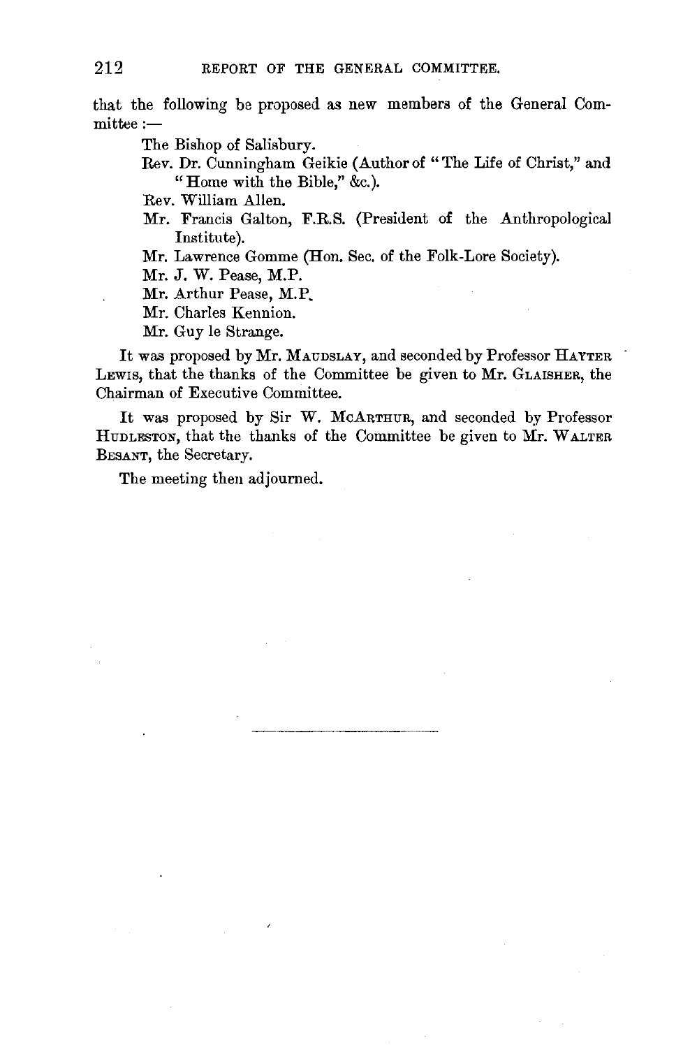that the following be proposed as new members of the General Committee :—

The Bishop of Salisbury.

Rev. Dr. Cunningham Geikie (Author of "The Life of Christ," and "Home with the Bible," &c.).

Rev. William Allen.

Mr. Francis Galton, F.R.S. (President of the Anthropological Institute).

Mr. Lawrence Gomme (Hon. Sec. of the Folk-Lore Society).

Mr. J. W. Pease, M.P.

Mr. Arthur Pease, M.P.

Mr. Charles Kennion.

Mr. Guy le Strange.

It was proposed by Mr. Maudslay, and seconded by Professor Hayter Lewis, that the thanks of the Committee be given to Mr. Glaisher, the Chairman of Executive Committee.

It was proposed by Sir W. McArthur, and seconded by Professor Hudleston, that the thanks of the Committee be given to Mr. Walter Besant, the Secretary.

The meeting then adjourned.

---